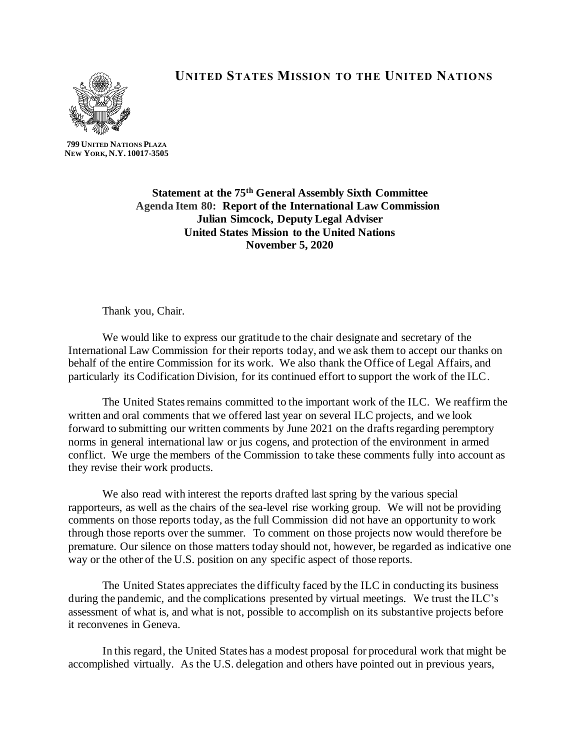# UNITED STATES MISSION TO THE UNITED NATIONS

**799 UNITED NATIONS PLAZA**
**NEW YORK, N.Y. 10017-3505**

**Statement at the 75th General Assembly Sixth Committee**
**Agenda Item 80: Report of the International Law Commission**
**Julian Simcock, Deputy Legal Adviser**
**United States Mission to the United Nations**
**November 5, 2020**

Thank you, Chair.

We would like to express our gratitude to the chair designate and secretary of the International Law Commission for their reports today, and we ask them to accept our thanks on behalf of the entire Commission for its work. We also thank the Office of Legal Affairs, and particularly its Codification Division, for its continued effort to support the work of the ILC.

The United States remains committed to the important work of the ILC. We reaffirm the written and oral comments that we offered last year on several ILC projects, and we look forward to submitting our written comments by June 2021 on the drafts regarding peremptory norms in general international law or jus cogens, and protection of the environment in armed conflict. We urge the members of the Commission to take these comments fully into account as they revise their work products.

We also read with interest the reports drafted last spring by the various special rapporteurs, as well as the chairs of the sea-level rise working group. We will not be providing comments on those reports today, as the full Commission did not have an opportunity to work through those reports over the summer. To comment on those projects now would therefore be premature. Our silence on those matters today should not, however, be regarded as indicative one way or the other of the U.S. position on any specific aspect of those reports.

The United States appreciates the difficulty faced by the ILC in conducting its business during the pandemic, and the complications presented by virtual meetings. We trust the ILC's assessment of what is, and what is not, possible to accomplish on its substantive projects before it reconvenes in Geneva.

In this regard, the United States has a modest proposal for procedural work that might be accomplished virtually. As the U.S. delegation and others have pointed out in previous years,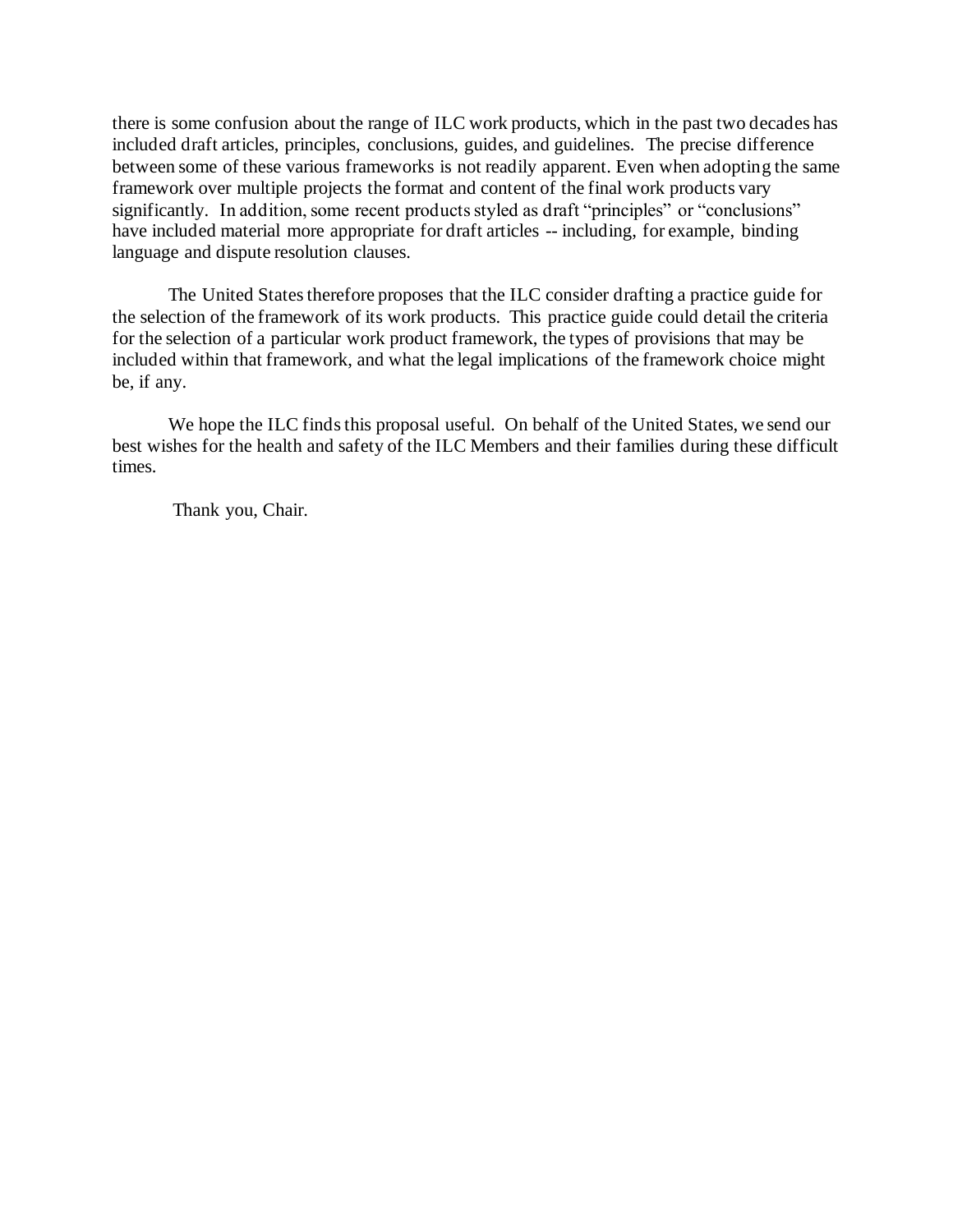there is some confusion about the range of ILC work products, which in the past two decades has included draft articles, principles, conclusions, guides, and guidelines. The precise difference between some of these various frameworks is not readily apparent. Even when adopting the same framework over multiple projects the format and content of the final work products vary significantly. In addition, some recent products styled as draft "principles" or "conclusions" have included material more appropriate for draft articles -- including, for example, binding language and dispute resolution clauses.

The United States therefore proposes that the ILC consider drafting a practice guide for the selection of the framework of its work products. This practice guide could detail the criteria for the selection of a particular work product framework, the types of provisions that may be included within that framework, and what the legal implications of the framework choice might be, if any.

We hope the ILC finds this proposal useful. On behalf of the United States, we send our best wishes for the health and safety of the ILC Members and their families during these difficult times.

Thank you, Chair.